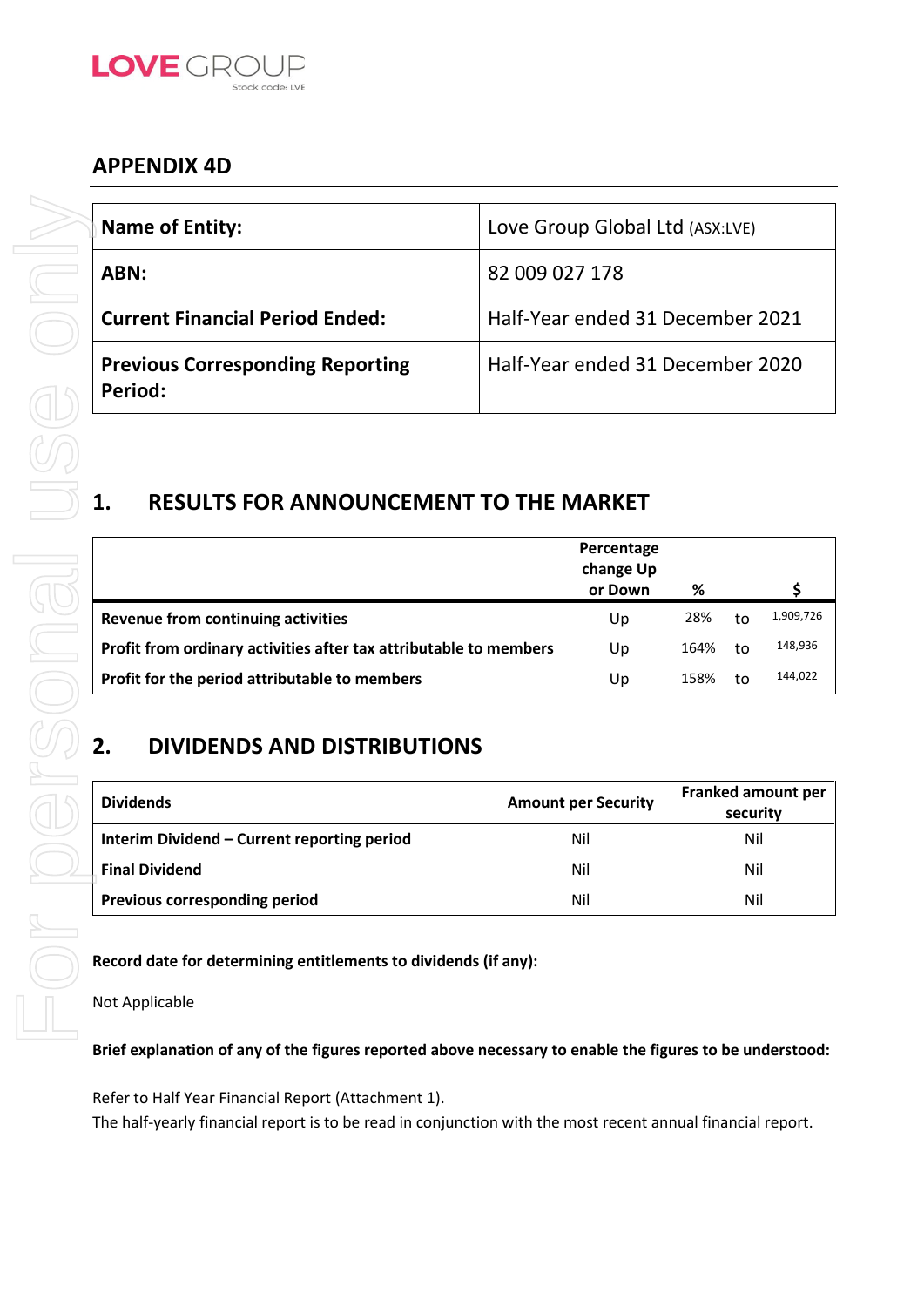LOVE GROUP
Stock code: LVE

## APPENDIX 4D

| | |
|---|---|
| **Name of Entity:** | Love Group Global Ltd (ASX:LVE) |
| **ABN:** | 82 009 027 178 |
| **Current Financial Period Ended:** | Half-Year ended 31 December 2021 |
| **Previous Corresponding Reporting Period:** | Half-Year ended 31 December 2020 |

## 1. RESULTS FOR ANNOUNCEMENT TO THE MARKET

| | Percentage change Up or Down | % | | $ |
|---|---|---|---|---|
| **Revenue from continuing activities** | Up | 28% | to | 1,909,726 |
| **Profit from ordinary activities after tax attributable to members** | Up | 164% | to | 148,936 |
| **Profit for the period attributable to members** | Up | 158% | to | 144,022 |

## 2. DIVIDENDS AND DISTRIBUTIONS

| Dividends | Amount per Security | Franked amount per security |
|---|---|---|
| **Interim Dividend – Current reporting period** | Nil | Nil |
| **Final Dividend** | Nil | Nil |
| **Previous corresponding period** | Nil | Nil |

**Record date for determining entitlements to dividends (if any):**

Not Applicable

**Brief explanation of any of the figures reported above necessary to enable the figures to be understood:**

Refer to Half Year Financial Report (Attachment 1).
The half-yearly financial report is to be read in conjunction with the most recent annual financial report.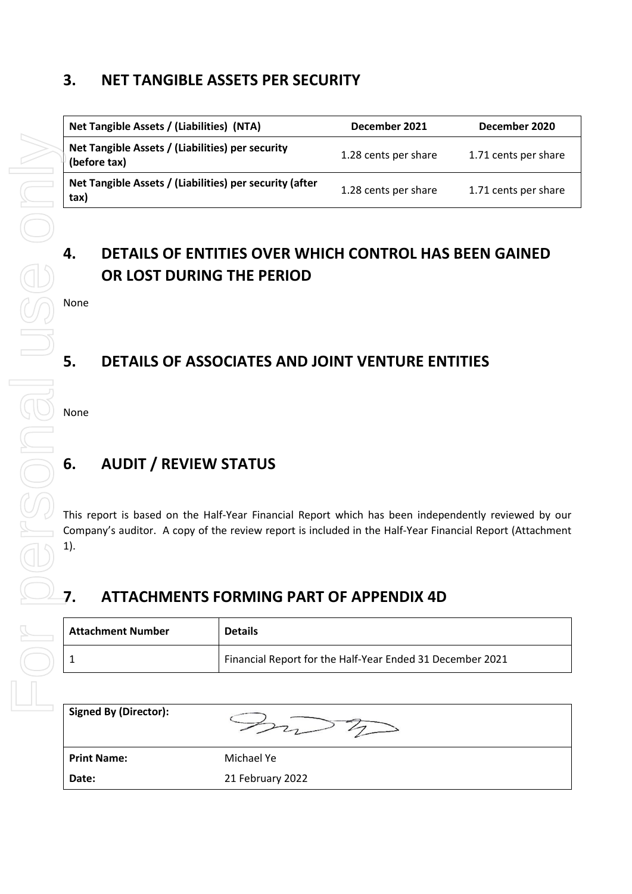## 3. NET TANGIBLE ASSETS PER SECURITY

| Net Tangible Assets / (Liabilities) (NTA) | December 2021 | December 2020 |
|---|---|---|
| Net Tangible Assets / (Liabilities) per security (before tax) | 1.28 cents per share | 1.71 cents per share |
| Net Tangible Assets / (Liabilities) per security (after tax) | 1.28 cents per share | 1.71 cents per share |

## 4. DETAILS OF ENTITIES OVER WHICH CONTROL HAS BEEN GAINED OR LOST DURING THE PERIOD

None

## 5. DETAILS OF ASSOCIATES AND JOINT VENTURE ENTITIES

None

## 6. AUDIT / REVIEW STATUS

This report is based on the Half-Year Financial Report which has been independently reviewed by our Company's auditor. A copy of the review report is included in the Half-Year Financial Report (Attachment 1).

## 7. ATTACHMENTS FORMING PART OF APPENDIX 4D

| Attachment Number | Details |
|---|---|
| 1 | Financial Report for the Half-Year Ended 31 December 2021 |

| Signed By (Director): | |
|---|---|
| Print Name: | Michael Ye |
| Date: | 21 February 2022 |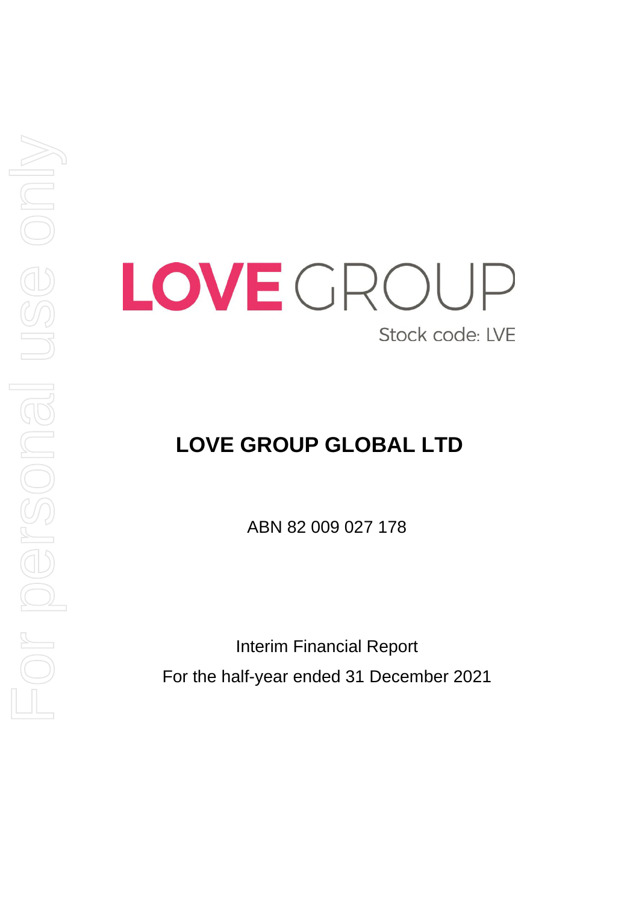LOVE GROUP

Stock code: LVE

# LOVE GROUP GLOBAL LTD

ABN 82 009 027 178

Interim Financial Report

For the half-year ended 31 December 2021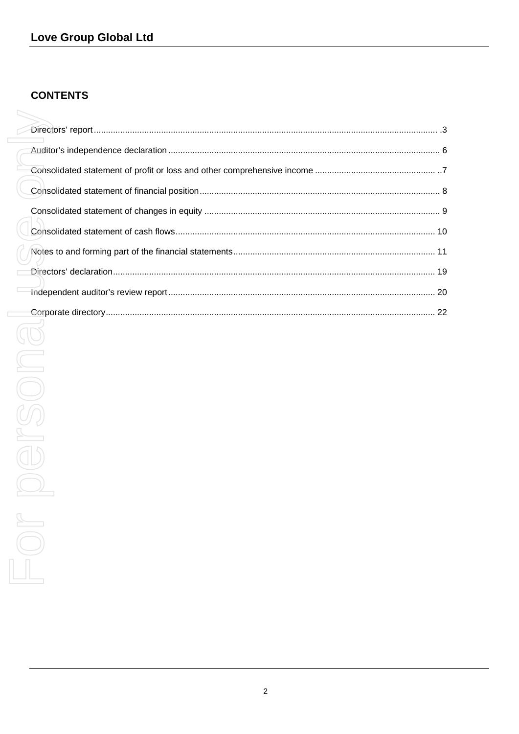## CONTENTS

| | |
|---|---|
| Directors' report | 3 |
| Auditor's independence declaration | 6 |
| Consolidated statement of profit or loss and other comprehensive income | 7 |
| Consolidated statement of financial position | 8 |
| Consolidated statement of changes in equity | 9 |
| Consolidated statement of cash flows | 10 |
| Notes to and forming part of the financial statements | 11 |
| Directors' declaration | 19 |
| Independent auditor's review report | 20 |
| Corporate directory | 22 |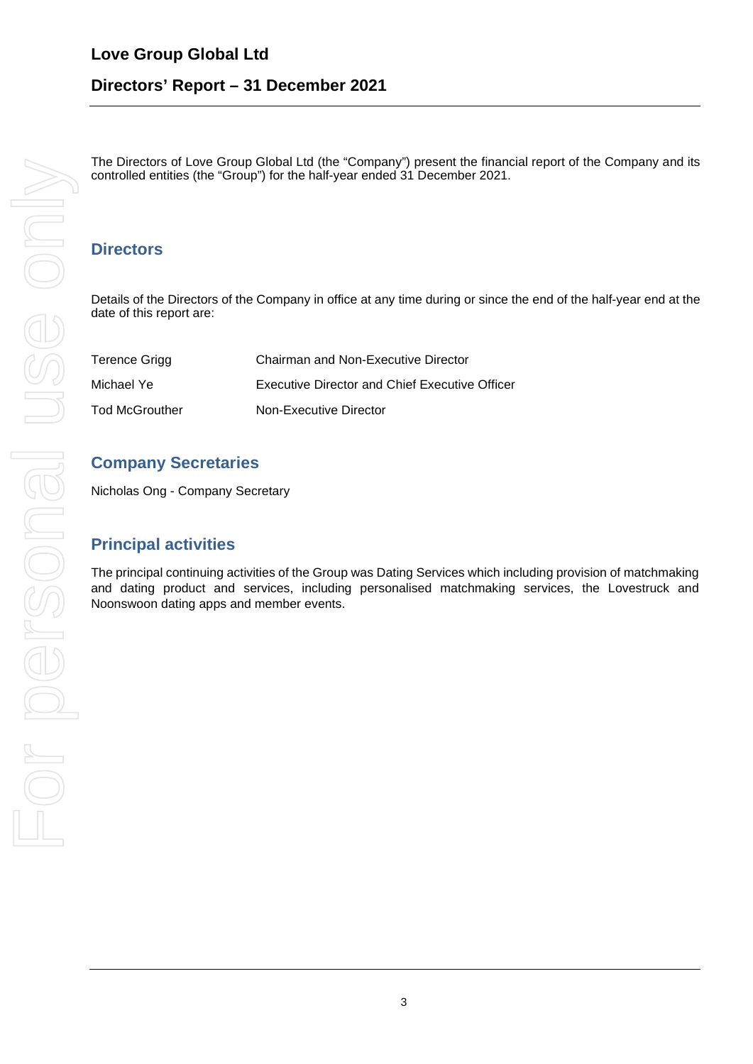# Love Group Global Ltd

## Directors' Report – 31 December 2021

The Directors of Love Group Global Ltd (the "Company") present the financial report of the Company and its controlled entities (the "Group") for the half-year ended 31 December 2021.

### Directors

Details of the Directors of the Company in office at any time during or since the end of the half-year end at the date of this report are:

| | |
|---|---|
| Terence Grigg | Chairman and Non-Executive Director |
| Michael Ye | Executive Director and Chief Executive Officer |
| Tod McGrouther | Non-Executive Director |

### Company Secretaries

Nicholas Ong - Company Secretary

### Principal activities

The principal continuing activities of the Group was Dating Services which including provision of matchmaking and dating product and services, including personalised matchmaking services, the Lovestruck and Noonswoon dating apps and member events.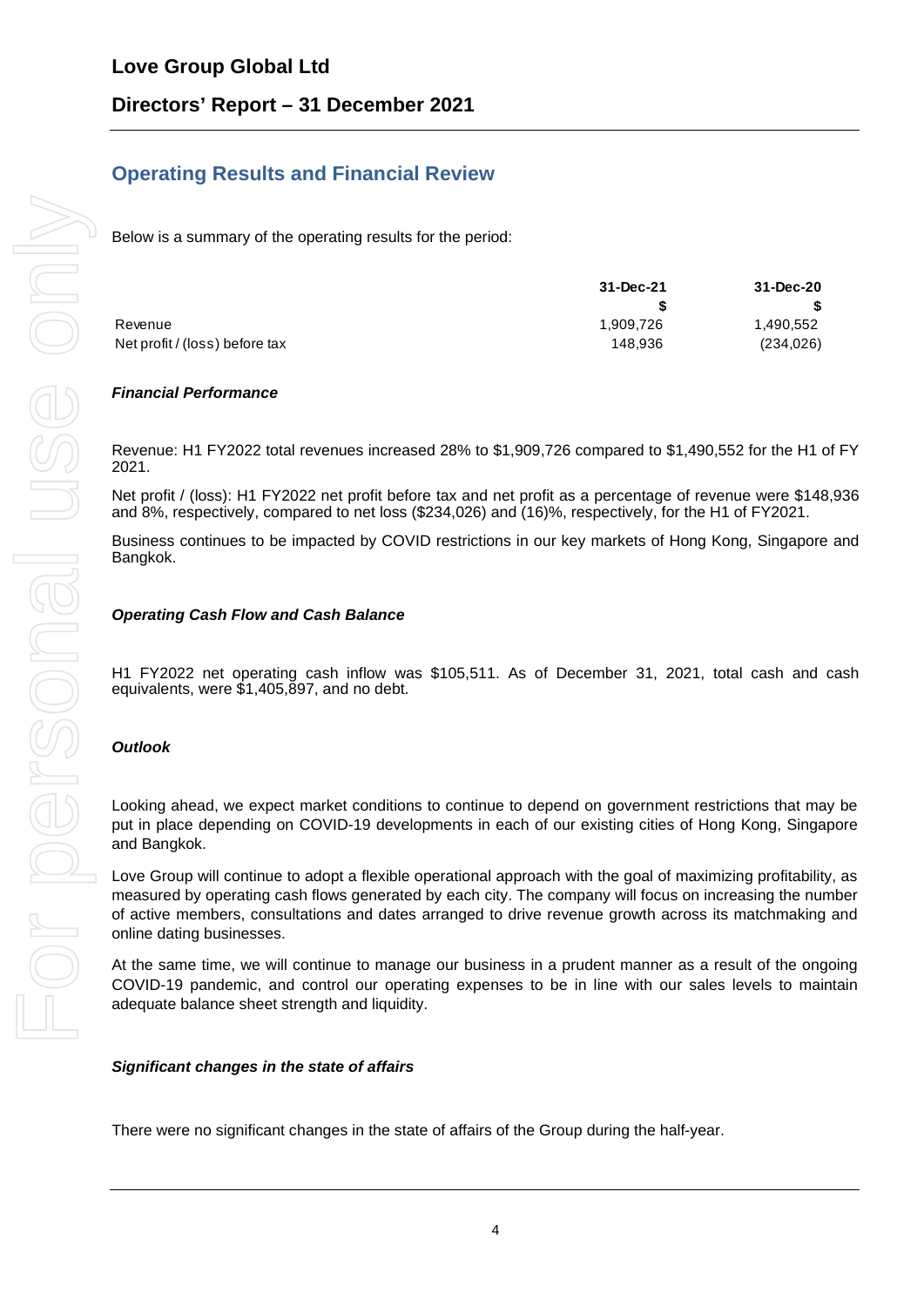# Love Group Global Ltd

## Directors' Report – 31 December 2021

## Operating Results and Financial Review

Below is a summary of the operating results for the period:

| | 31-Dec-21 | 31-Dec-20 |
|---|---|---|
| | $ | $ |
| Revenue | 1,909,726 | 1,490,552 |
| Net profit / (loss) before tax | 148,936 | (234,026) |

### *Financial Performance*

Revenue: H1 FY2022 total revenues increased 28% to $1,909,726 compared to $1,490,552 for the H1 of FY 2021.

Net profit / (loss): H1 FY2022 net profit before tax and net profit as a percentage of revenue were $148,936 and 8%, respectively, compared to net loss ($234,026) and (16)%, respectively, for the H1 of FY2021.

Business continues to be impacted by COVID restrictions in our key markets of Hong Kong, Singapore and Bangkok.

### *Operating Cash Flow and Cash Balance*

H1 FY2022 net operating cash inflow was $105,511. As of December 31, 2021, total cash and cash equivalents, were $1,405,897, and no debt.

### *Outlook*

Looking ahead, we expect market conditions to continue to depend on government restrictions that may be put in place depending on COVID-19 developments in each of our existing cities of Hong Kong, Singapore and Bangkok.

Love Group will continue to adopt a flexible operational approach with the goal of maximizing profitability, as measured by operating cash flows generated by each city. The company will focus on increasing the number of active members, consultations and dates arranged to drive revenue growth across its matchmaking and online dating businesses.

At the same time, we will continue to manage our business in a prudent manner as a result of the ongoing COVID-19 pandemic, and control our operating expenses to be in line with our sales levels to maintain adequate balance sheet strength and liquidity.

### *Significant changes in the state of affairs*

There were no significant changes in the state of affairs of the Group during the half-year.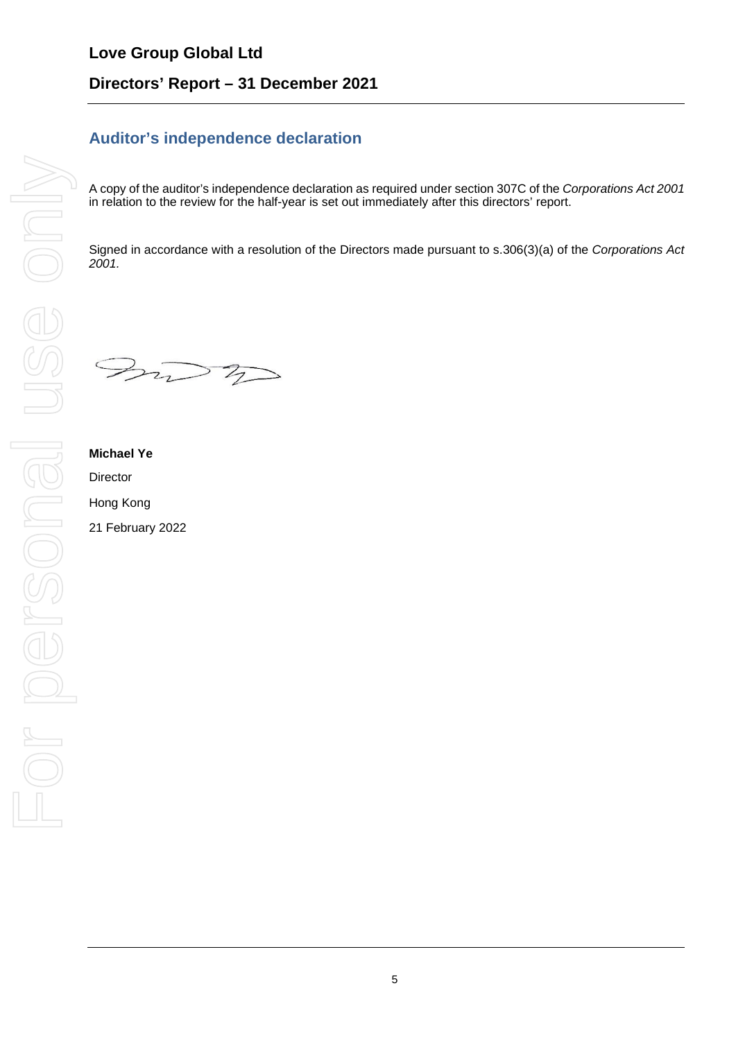## Auditor's independence declaration

A copy of the auditor's independence declaration as required under section 307C of the *Corporations Act 2001* in relation to the review for the half-year is set out immediately after this directors' report.

Signed in accordance with a resolution of the Directors made pursuant to s.306(3)(a) of the *Corporations Act 2001.*

**Michael Ye**

Director

Hong Kong

21 February 2022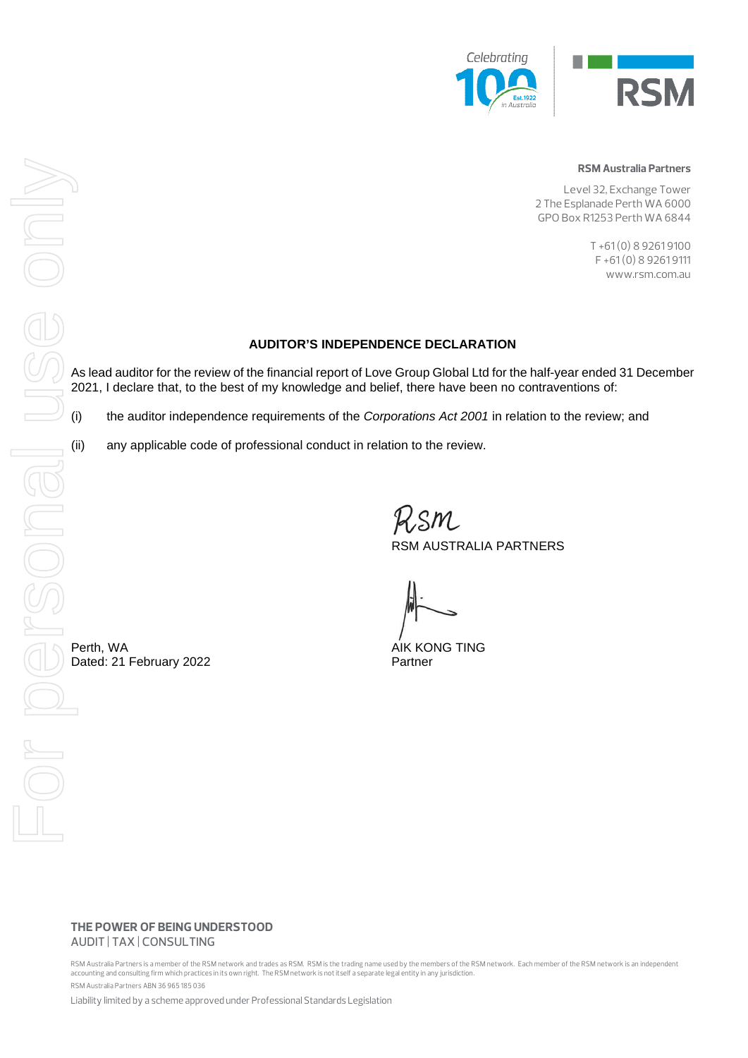**RSM Australia Partners**

Level 32, Exchange Tower
2 The Esplanade Perth WA 6000
GPO Box R1253 Perth WA 6844

T +61 (0) 8 9261 9100
F +61 (0) 8 9261 9111
www.rsm.com.au

## AUDITOR'S INDEPENDENCE DECLARATION

As lead auditor for the review of the financial report of Love Group Global Ltd for the half-year ended 31 December 2021, I declare that, to the best of my knowledge and belief, there have been no contraventions of:

(i) the auditor independence requirements of the *Corporations Act 2001* in relation to the review; and

(ii) any applicable code of professional conduct in relation to the review.

RSM AUSTRALIA PARTNERS

AIK KONG TING
Partner

Perth, WA
Dated: 21 February 2022

**THE POWER OF BEING UNDERSTOOD**
AUDIT | TAX | CONSULTING

RSM Australia Partners is a member of the RSM network and trades as RSM. RSM is the trading name used by the members of the RSM network. Each member of the RSM network is an independent accounting and consulting firm which practices in its own right. The RSM network is not itself a separate legal entity in any jurisdiction.

RSM Australia Partners ABN 36 965 185 036

Liability limited by a scheme approved under Professional Standards Legislation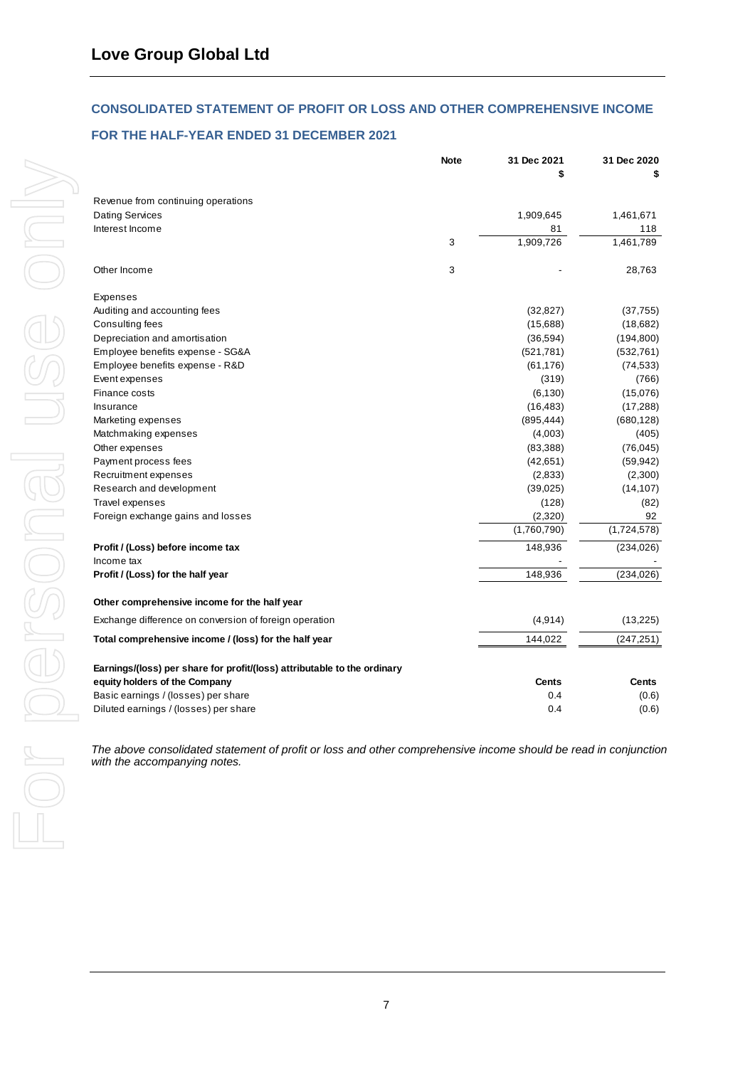# Love Group Global Ltd

## CONSOLIDATED STATEMENT OF PROFIT OR LOSS AND OTHER COMPREHENSIVE INCOME

## FOR THE HALF-YEAR ENDED 31 DECEMBER 2021

| | Note | 31 Dec 2021<br>$ | 31 Dec 2020<br>$ |
|---|---|---|---|
| Revenue from continuing operations | | | |
| Dating Services | | 1,909,645 | 1,461,671 |
| Interest Income | | 81 | 118 |
| | 3 | 1,909,726 | 1,461,789 |
| | | | |
| Other Income | 3 | - | 28,763 |
| | | | |
| Expenses | | | |
| Auditing and accounting fees | | (32,827) | (37,755) |
| Consulting fees | | (15,688) | (18,682) |
| Depreciation and amortisation | | (36,594) | (194,800) |
| Employee benefits expense - SG&A | | (521,781) | (532,761) |
| Employee benefits expense - R&D | | (61,176) | (74,533) |
| Event expenses | | (319) | (766) |
| Finance costs | | (6,130) | (15,076) |
| Insurance | | (16,483) | (17,288) |
| Marketing expenses | | (895,444) | (680,128) |
| Matchmaking expenses | | (4,003) | (405) |
| Other expenses | | (83,388) | (76,045) |
| Payment process fees | | (42,651) | (59,942) |
| Recruitment expenses | | (2,833) | (2,300) |
| Research and development | | (39,025) | (14,107) |
| Travel expenses | | (128) | (82) |
| Foreign exchange gains and losses | | (2,320) | 92 |
| | | (1,760,790) | (1,724,578) |
| **Profit / (Loss) before income tax** | | 148,936 | (234,026) |
| Income tax | | - | - |
| **Profit / (Loss) for the half year** | | 148,936 | (234,026) |
| | | | |
| **Other comprehensive income for the half year** | | | |
| Exchange difference on conversion of foreign operation | | (4,914) | (13,225) |
| **Total comprehensive income / (loss) for the half year** | | 144,022 | (247,251) |
| | | | |
| **Earnings/(loss) per share for profit/(loss) attributable to the ordinary equity holders of the Company** | | **Cents** | **Cents** |
| Basic earnings / (losses) per share | | 0.4 | (0.6) |
| Diluted earnings / (losses) per share | | 0.4 | (0.6) |

*The above consolidated statement of profit or loss and other comprehensive income should be read in conjunction with the accompanying notes.*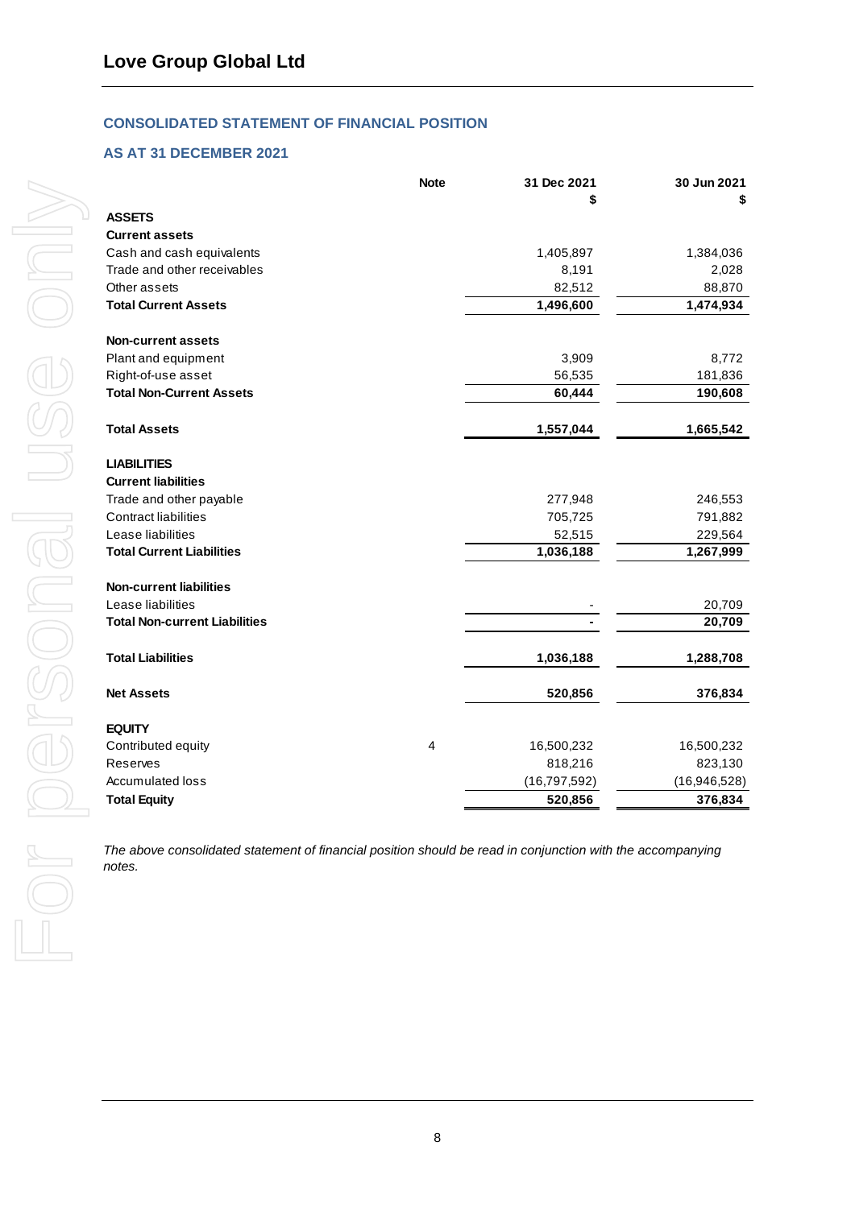## Love Group Global Ltd

### CONSOLIDATED STATEMENT OF FINANCIAL POSITION

### AS AT 31 DECEMBER 2021

| | Note | 31 Dec 2021<br>$ | 30 Jun 2021<br>$ |
|---|---|---|---|
| **ASSETS** | | | |
| **Current assets** | | | |
| Cash and cash equivalents | | 1,405,897 | 1,384,036 |
| Trade and other receivables | | 8,191 | 2,028 |
| Other assets | | 82,512 | 88,870 |
| **Total Current Assets** | | **1,496,600** | **1,474,934** |
| | | | |
| **Non-current assets** | | | |
| Plant and equipment | | 3,909 | 8,772 |
| Right-of-use asset | | 56,535 | 181,836 |
| **Total Non-Current Assets** | | **60,444** | **190,608** |
| | | | |
| **Total Assets** | | **1,557,044** | **1,665,542** |
| | | | |
| **LIABILITIES** | | | |
| **Current liabilities** | | | |
| Trade and other payable | | 277,948 | 246,553 |
| Contract liabilities | | 705,725 | 791,882 |
| Lease liabilities | | 52,515 | 229,564 |
| **Total Current Liabilities** | | **1,036,188** | **1,267,999** |
| | | | |
| **Non-current liabilities** | | | |
| Lease liabilities | | - | 20,709 |
| **Total Non-current Liabilities** | | **-** | **20,709** |
| | | | |
| **Total Liabilities** | | **1,036,188** | **1,288,708** |
| | | | |
| **Net Assets** | | **520,856** | **376,834** |
| | | | |
| **EQUITY** | | | |
| Contributed equity | 4 | 16,500,232 | 16,500,232 |
| Reserves | | 818,216 | 823,130 |
| Accumulated loss | | (16,797,592) | (16,946,528) |
| **Total Equity** | | **520,856** | **376,834** |

*The above consolidated statement of financial position should be read in conjunction with the accompanying notes.*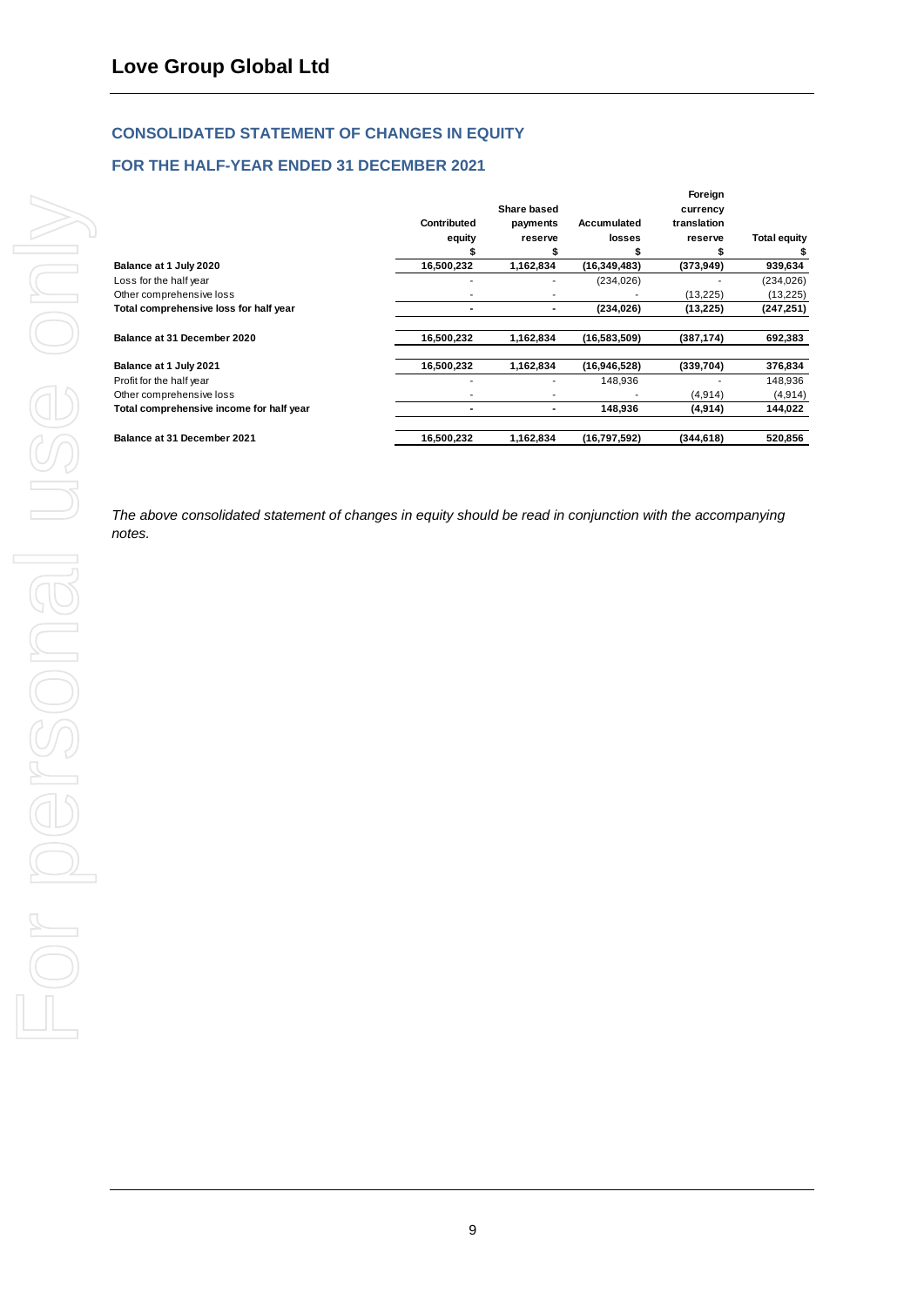## Love Group Global Ltd

### CONSOLIDATED STATEMENT OF CHANGES IN EQUITY

### FOR THE HALF-YEAR ENDED 31 DECEMBER 2021

| | Contributed equity | Share based payments reserve | Accumulated losses | Foreign currency translation reserve | Total equity |
|---|---|---|---|---|---|
| | $ | $ | $ | $ | $ |
| **Balance at 1 July 2020** | **16,500,232** | **1,162,834** | **(16,349,483)** | **(373,949)** | **939,634** |
| Loss for the half year | - | - | (234,026) | - | (234,026) |
| Other comprehensive loss | - | - | - | (13,225) | (13,225) |
| **Total comprehensive loss for half year** | **-** | **-** | **(234,026)** | **(13,225)** | **(247,251)** |
| | | | | | |
| **Balance at 31 December 2020** | **16,500,232** | **1,162,834** | **(16,583,509)** | **(387,174)** | **692,383** |
| | | | | | |
| **Balance at 1 July 2021** | **16,500,232** | **1,162,834** | **(16,946,528)** | **(339,704)** | **376,834** |
| Profit for the half year | - | - | 148,936 | - | 148,936 |
| Other comprehensive loss | - | - | - | (4,914) | (4,914) |
| **Total comprehensive income for half year** | **-** | **-** | **148,936** | **(4,914)** | **144,022** |
| | | | | | |
| **Balance at 31 December 2021** | **16,500,232** | **1,162,834** | **(16,797,592)** | **(344,618)** | **520,856** |

*The above consolidated statement of changes in equity should be read in conjunction with the accompanying notes.*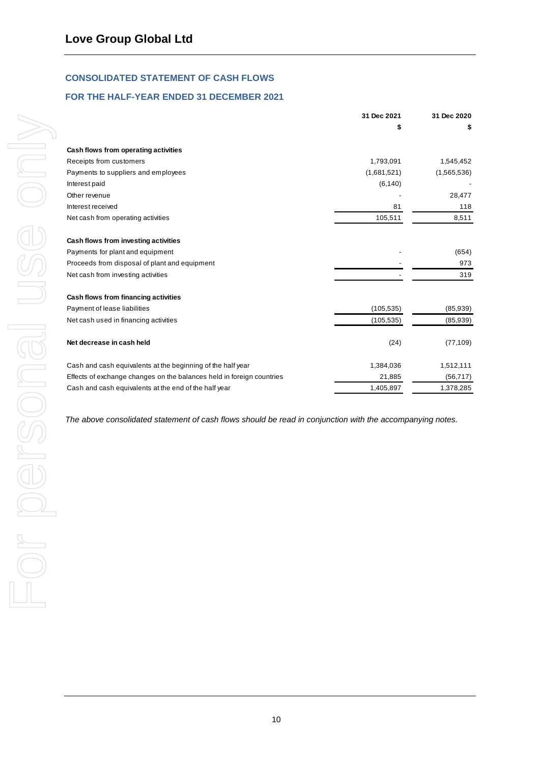# Love Group Global Ltd

## CONSOLIDATED STATEMENT OF CASH FLOWS

## FOR THE HALF-YEAR ENDED 31 DECEMBER 2021

| | 31 Dec 2021 | 31 Dec 2020 |
|---|---|---|
| | $ | $ |
| **Cash flows from operating activities** | | |
| Receipts from customers | 1,793,091 | 1,545,452 |
| Payments to suppliers and employees | (1,681,521) | (1,565,536) |
| Interest paid | (6,140) | - |
| Other revenue | - | 28,477 |
| Interest received | 81 | 118 |
| Net cash from operating activities | 105,511 | 8,511 |
| | | |
| **Cash flows from investing activities** | | |
| Payments for plant and equipment | - | (654) |
| Proceeds from disposal of plant and equipment | - | 973 |
| Net cash from investing activities | - | 319 |
| | | |
| **Cash flows from financing activities** | | |
| Payment of lease liabilities | (105,535) | (85,939) |
| Net cash used in financing activities | (105,535) | (85,939) |
| | | |
| **Net decrease in cash held** | (24) | (77,109) |
| | | |
| Cash and cash equivalents at the beginning of the half year | 1,384,036 | 1,512,111 |
| Effects of exchange changes on the balances held in foreign countries | 21,885 | (56,717) |
| Cash and cash equivalents at the end of the half year | 1,405,897 | 1,378,285 |

*The above consolidated statement of cash flows should be read in conjunction with the accompanying notes.*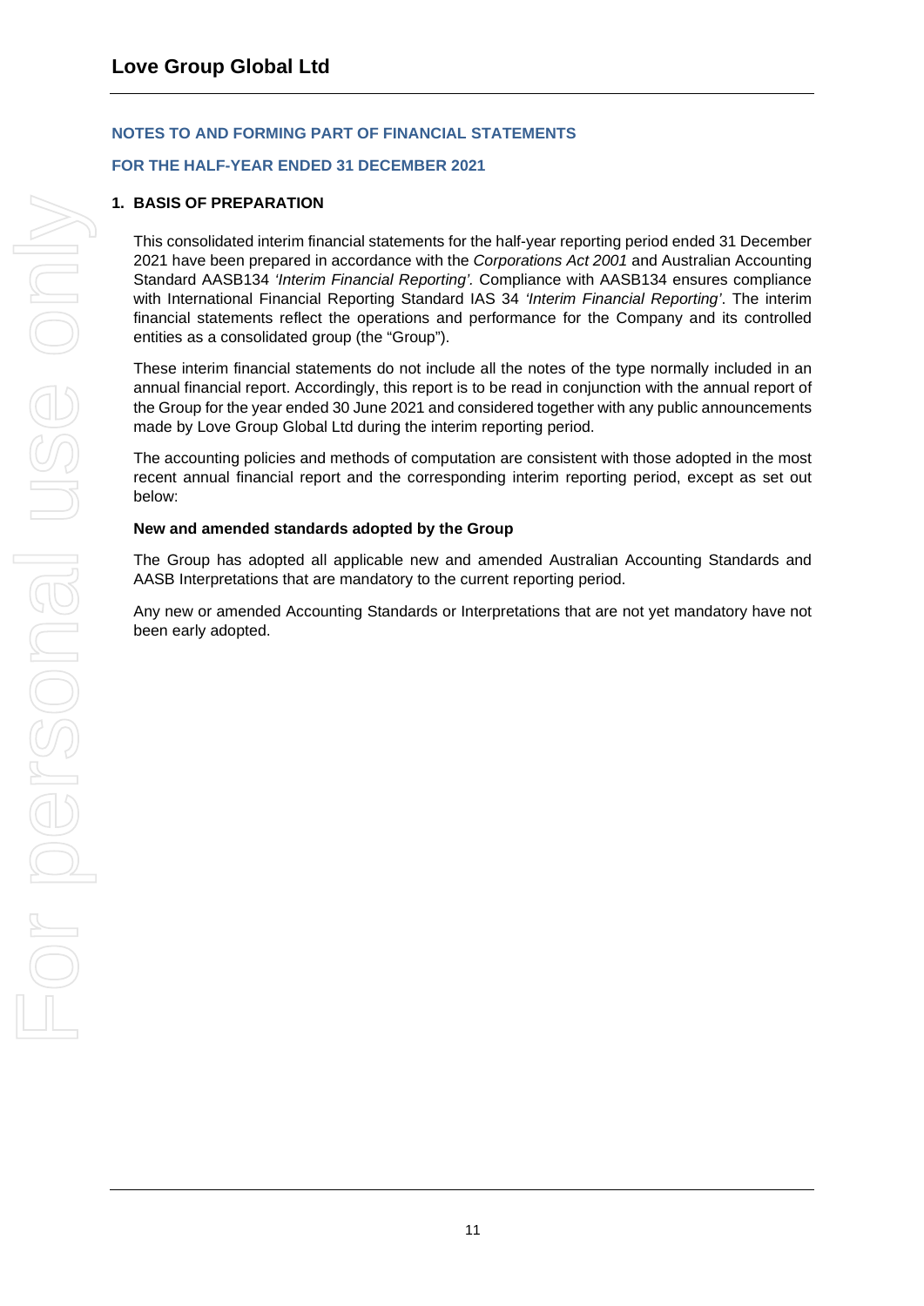# NOTES TO AND FORMING PART OF FINANCIAL STATEMENTS

## FOR THE HALF-YEAR ENDED 31 DECEMBER 2021

### 1. BASIS OF PREPARATION

This consolidated interim financial statements for the half-year reporting period ended 31 December 2021 have been prepared in accordance with the *Corporations Act 2001* and Australian Accounting Standard AASB134 *'Interim Financial Reporting'*. Compliance with AASB134 ensures compliance with International Financial Reporting Standard IAS 34 *'Interim Financial Reporting'*. The interim financial statements reflect the operations and performance for the Company and its controlled entities as a consolidated group (the "Group").

These interim financial statements do not include all the notes of the type normally included in an annual financial report. Accordingly, this report is to be read in conjunction with the annual report of the Group for the year ended 30 June 2021 and considered together with any public announcements made by Love Group Global Ltd during the interim reporting period.

The accounting policies and methods of computation are consistent with those adopted in the most recent annual financial report and the corresponding interim reporting period, except as set out below:

**New and amended standards adopted by the Group**

The Group has adopted all applicable new and amended Australian Accounting Standards and AASB Interpretations that are mandatory to the current reporting period.

Any new or amended Accounting Standards or Interpretations that are not yet mandatory have not been early adopted.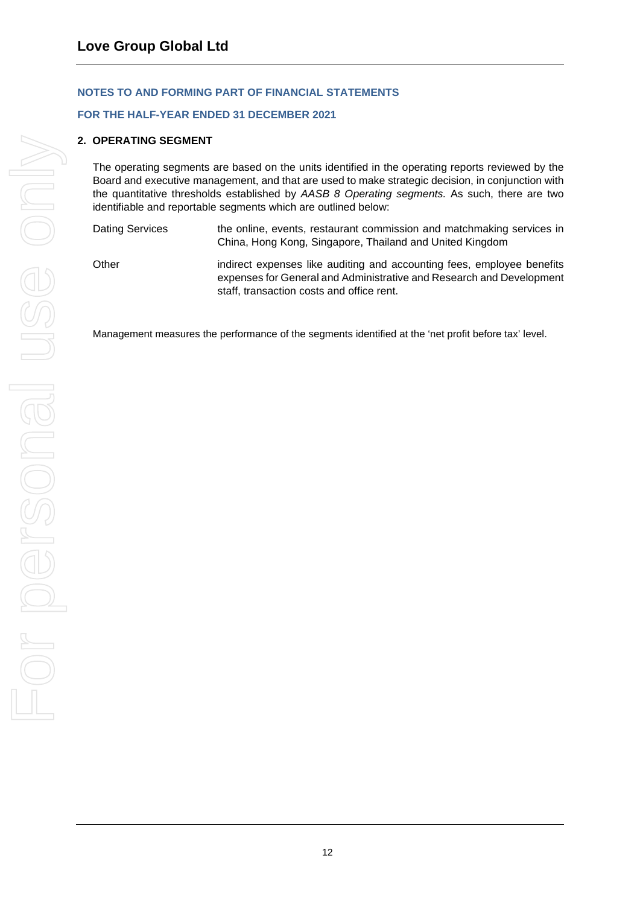## NOTES TO AND FORMING PART OF FINANCIAL STATEMENTS

## FOR THE HALF-YEAR ENDED 31 DECEMBER 2021

### 2. OPERATING SEGMENT

The operating segments are based on the units identified in the operating reports reviewed by the Board and executive management, and that are used to make strategic decision, in conjunction with the quantitative thresholds established by *AASB 8 Operating segments.* As such, there are two identifiable and reportable segments which are outlined below:

| | |
|---|---|
| Dating Services | the online, events, restaurant commission and matchmaking services in China, Hong Kong, Singapore, Thailand and United Kingdom |
| Other | indirect expenses like auditing and accounting fees, employee benefits expenses for General and Administrative and Research and Development staff, transaction costs and office rent. |

Management measures the performance of the segments identified at the 'net profit before tax' level.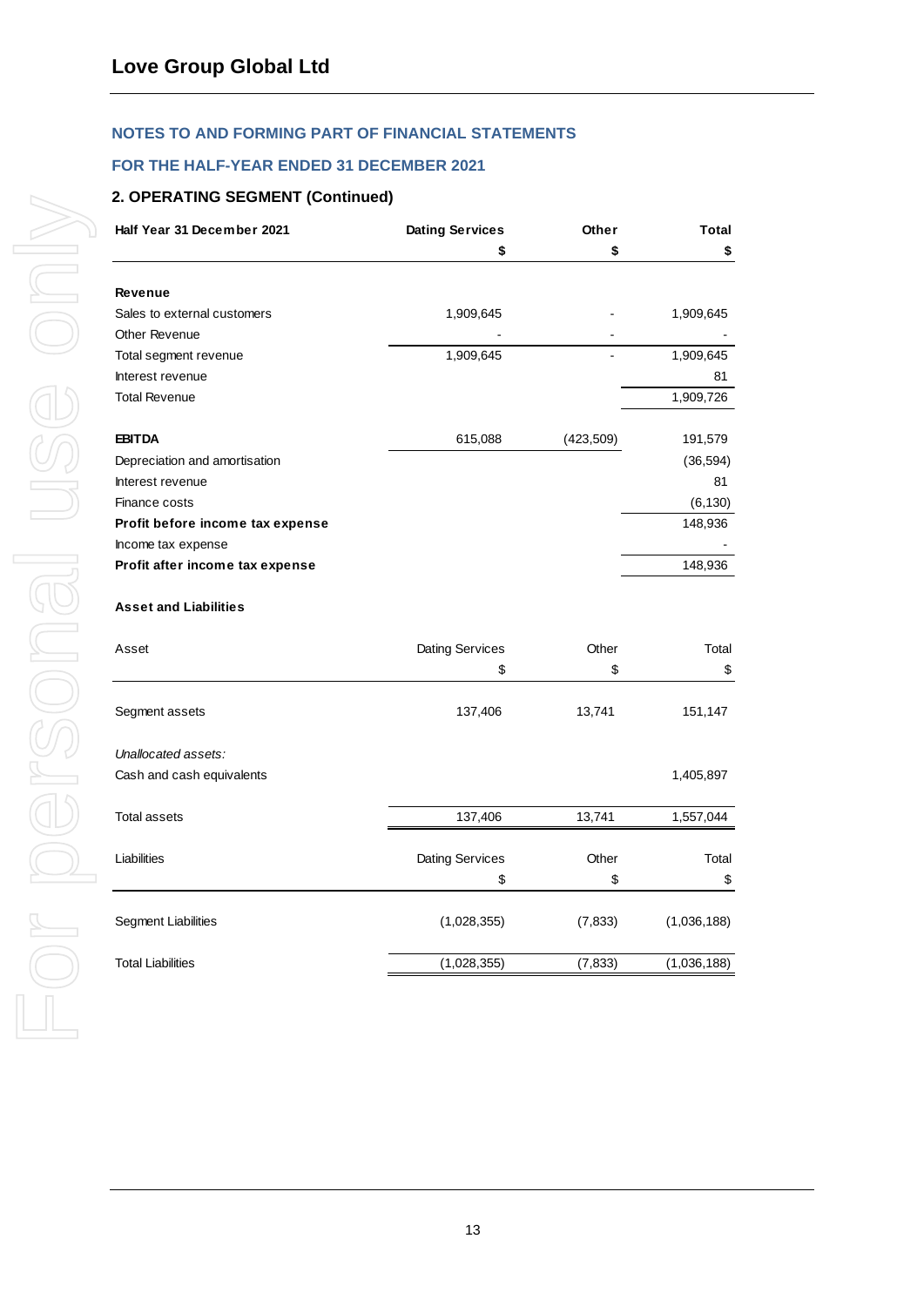## Love Group Global Ltd

### NOTES TO AND FORMING PART OF FINANCIAL STATEMENTS

### FOR THE HALF-YEAR ENDED 31 DECEMBER 2021

### 2. OPERATING SEGMENT (Continued)

| Half Year 31 December 2021 | Dating Services | Other | Total |
|---|---|---|---|
| | $ | $ | $ |
| **Revenue** | | | |
| Sales to external customers | 1,909,645 | - | 1,909,645 |
| Other Revenue | - | - | - |
| Total segment revenue | 1,909,645 | - | 1,909,645 |
| Interest revenue | | | 81 |
| Total Revenue | | | 1,909,726 |
| | | | |
| **EBITDA** | 615,088 | (423,509) | 191,579 |
| Depreciation and amortisation | | | (36,594) |
| Interest revenue | | | 81 |
| Finance costs | | | (6,130) |
| **Profit before income tax expense** | | | 148,936 |
| Income tax expense | | | - |
| **Profit after income tax expense** | | | 148,936 |

**Asset and Liabilities**

| Asset | Dating Services | Other | Total |
|---|---|---|---|
| | $ | $ | $ |
| Segment assets | 137,406 | 13,741 | 151,147 |
| *Unallocated assets:* | | | |
| Cash and cash equivalents | | | 1,405,897 |
| Total assets | 137,406 | 13,741 | 1,557,044 |

| Liabilities | Dating Services | Other | Total |
|---|---|---|---|
| | $ | $ | $ |
| Segment Liabilities | (1,028,355) | (7,833) | (1,036,188) |
| Total Liabilities | (1,028,355) | (7,833) | (1,036,188) |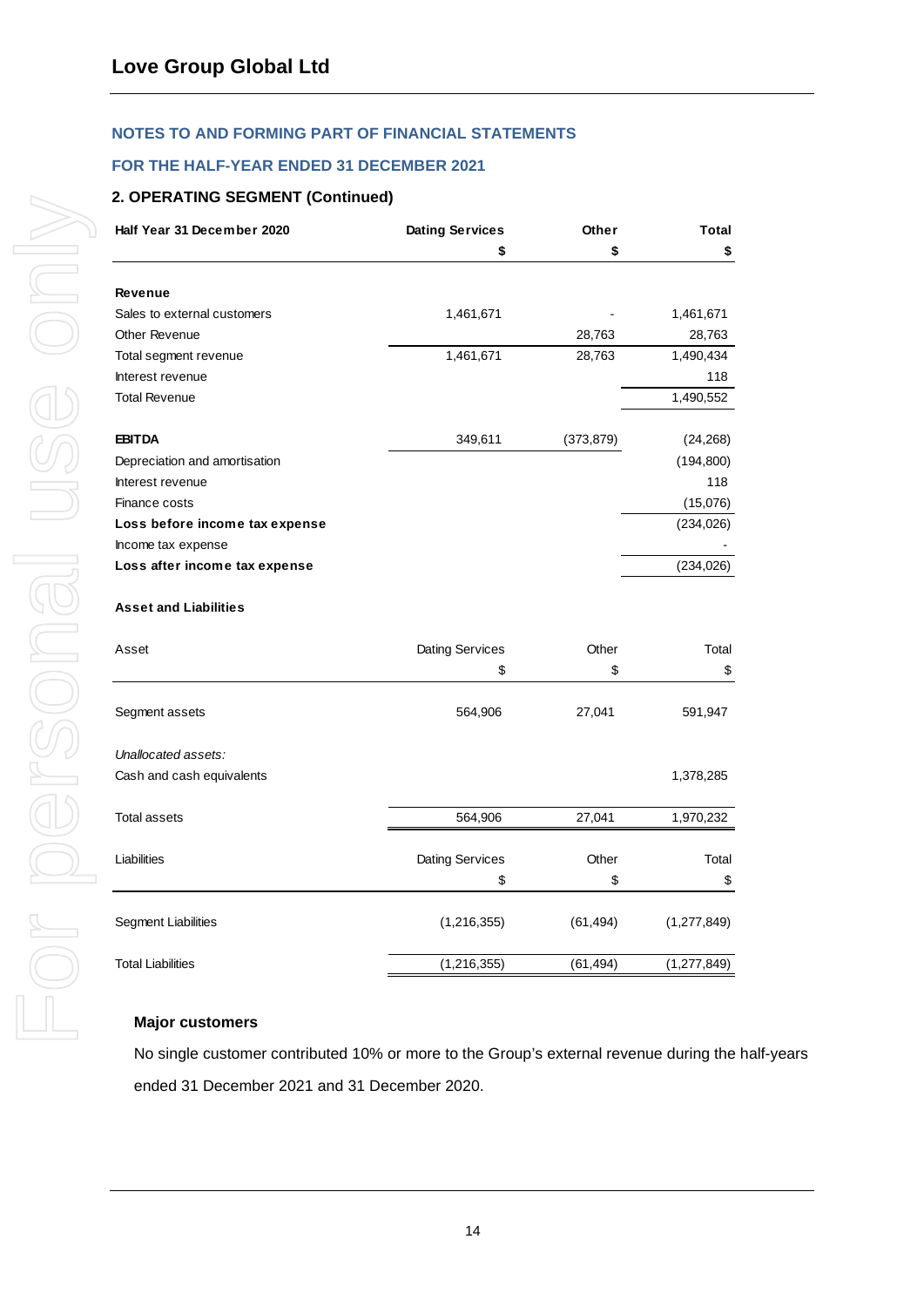## Love Group Global Ltd

### NOTES TO AND FORMING PART OF FINANCIAL STATEMENTS

### FOR THE HALF-YEAR ENDED 31 DECEMBER 2021

### 2. OPERATING SEGMENT (Continued)

| Half Year 31 December 2020 | Dating Services | Other | Total |
|---|---|---|---|
| | $ | $ | $ |
| **Revenue** | | | |
| Sales to external customers | 1,461,671 | - | 1,461,671 |
| Other Revenue | | 28,763 | 28,763 |
| Total segment revenue | 1,461,671 | 28,763 | 1,490,434 |
| Interest revenue | | | 118 |
| Total Revenue | | | 1,490,552 |
| | | | |
| **EBITDA** | 349,611 | (373,879) | (24,268) |
| Depreciation and amortisation | | | (194,800) |
| Interest revenue | | | 118 |
| Finance costs | | | (15,076) |
| **Loss before income tax expense** | | | (234,026) |
| Income tax expense | | | - |
| **Loss after income tax expense** | | | (234,026) |

**Asset and Liabilities**

| Asset | Dating Services | Other | Total |
|---|---|---|---|
| | $ | $ | $ |
| Segment assets | 564,906 | 27,041 | 591,947 |
| *Unallocated assets:* | | | |
| Cash and cash equivalents | | | 1,378,285 |
| Total assets | 564,906 | 27,041 | 1,970,232 |

| Liabilities | Dating Services | Other | Total |
|---|---|---|---|
| | $ | $ | $ |
| Segment Liabilities | (1,216,355) | (61,494) | (1,277,849) |
| Total Liabilities | (1,216,355) | (61,494) | (1,277,849) |

**Major customers**

No single customer contributed 10% or more to the Group's external revenue during the half-years ended 31 December 2021 and 31 December 2020.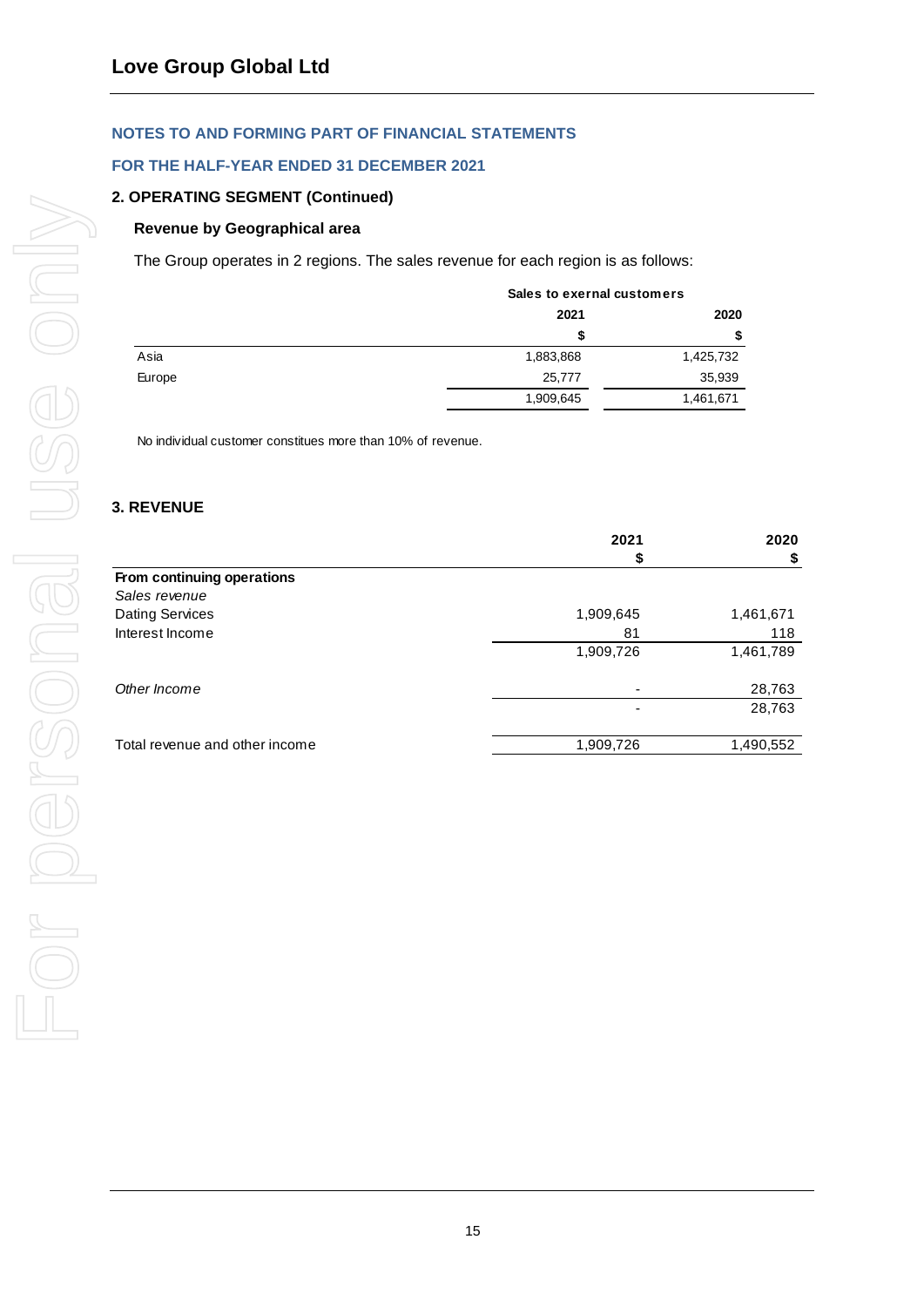## Love Group Global Ltd

**NOTES TO AND FORMING PART OF FINANCIAL STATEMENTS**

**FOR THE HALF-YEAR ENDED 31 DECEMBER 2021**

### 2. OPERATING SEGMENT (Continued)

**Revenue by Geographical area**

The Group operates in 2 regions. The sales revenue for each region is as follows:

| | Sales to exernal customers | |
|---|---|---|
| | 2021 | 2020 |
| | $ | $ |
| Asia | 1,883,868 | 1,425,732 |
| Europe | 25,777 | 35,939 |
| | 1,909,645 | 1,461,671 |

No individual customer constitues more than 10% of revenue.

### 3. REVENUE

| | 2021 | 2020 |
|---|---|---|
| | $ | $ |
| **From continuing operations** | | |
| *Sales revenue* | | |
| Dating Services | 1,909,645 | 1,461,671 |
| Interest Income | 81 | 118 |
| | 1,909,726 | 1,461,789 |
| | | |
| *Other Income* | - | 28,763 |
| | - | 28,763 |
| | | |
| Total revenue and other income | 1,909,726 | 1,490,552 |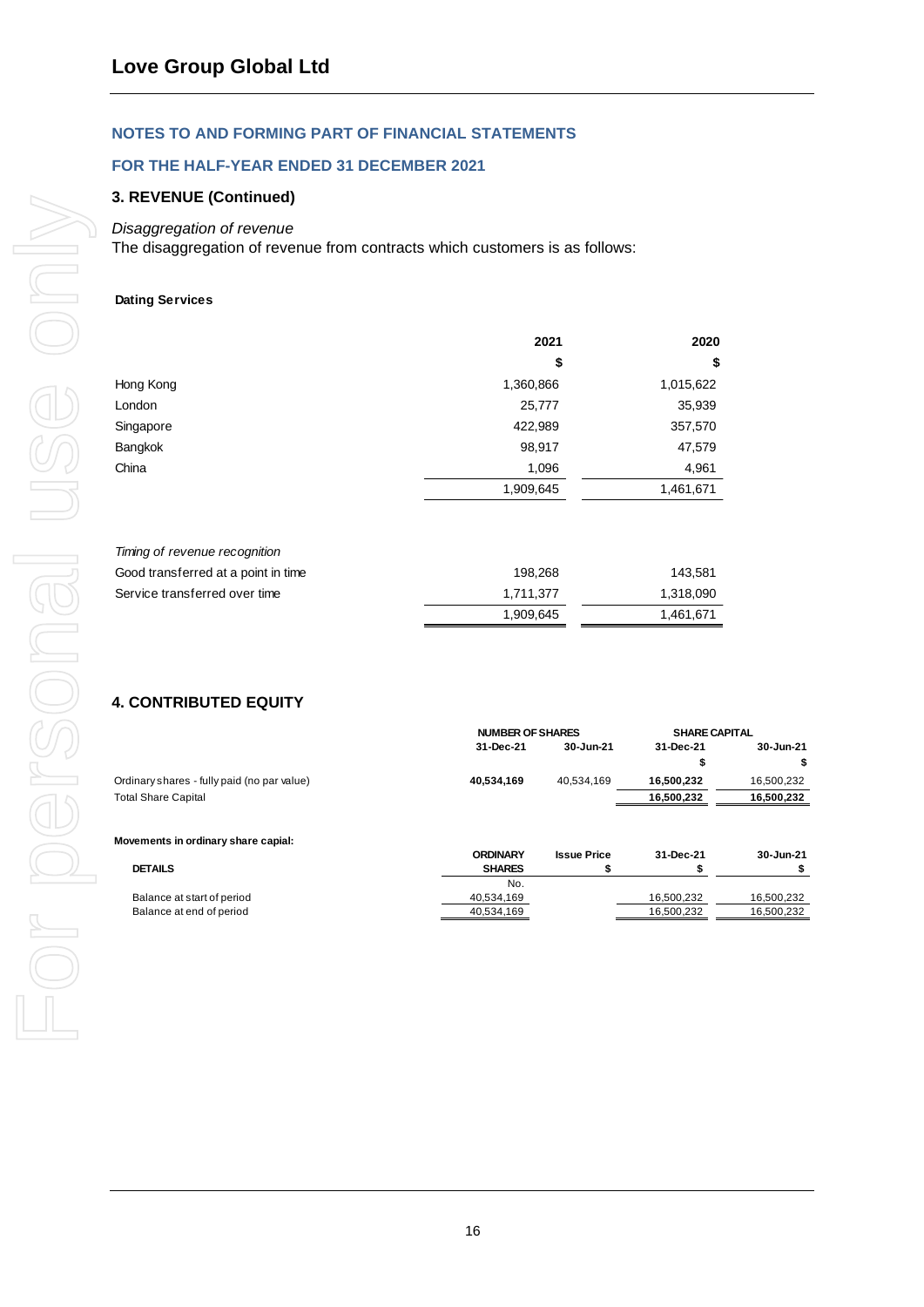Love Group Global Ltd

**NOTES TO AND FORMING PART OF FINANCIAL STATEMENTS**

**FOR THE HALF-YEAR ENDED 31 DECEMBER 2021**

### 3. REVENUE (Continued)

*Disaggregation of revenue*

The disaggregation of revenue from contracts which customers is as follows:

**Dating Services**

| | 2021 | 2020 |
|---|---|---|
| | $ | $ |
| Hong Kong | 1,360,866 | 1,015,622 |
| London | 25,777 | 35,939 |
| Singapore | 422,989 | 357,570 |
| Bangkok | 98,917 | 47,579 |
| China | 1,096 | 4,961 |
| | 1,909,645 | 1,461,671 |

| *Timing of revenue recognition* | | |
|---|---|---|
| Good transferred at a point in time | 198,268 | 143,581 |
| Service transferred over time | 1,711,377 | 1,318,090 |
| | 1,909,645 | 1,461,671 |

### 4. CONTRIBUTED EQUITY

| | NUMBER OF SHARES | | SHARE CAPITAL | |
|---|---|---|---|---|
| | 31-Dec-21 | 30-Jun-21 | 31-Dec-21 | 30-Jun-21 |
| | | | $ | $ |
| Ordinary shares - fully paid (no par value) | **40,534,169** | 40,534,169 | **16,500,232** | 16,500,232 |
| Total Share Capital | | | **16,500,232** | **16,500,232** |

**Movements in ordinary share capial:**

| DETAILS | ORDINARY SHARES | Issue Price | 31-Dec-21 | 30-Jun-21 |
|---|---|---|---|---|
| | No. | $ | $ | $ |
| Balance at start of period | 40,534,169 | | 16,500,232 | 16,500,232 |
| Balance at end of period | 40,534,169 | | 16,500,232 | 16,500,232 |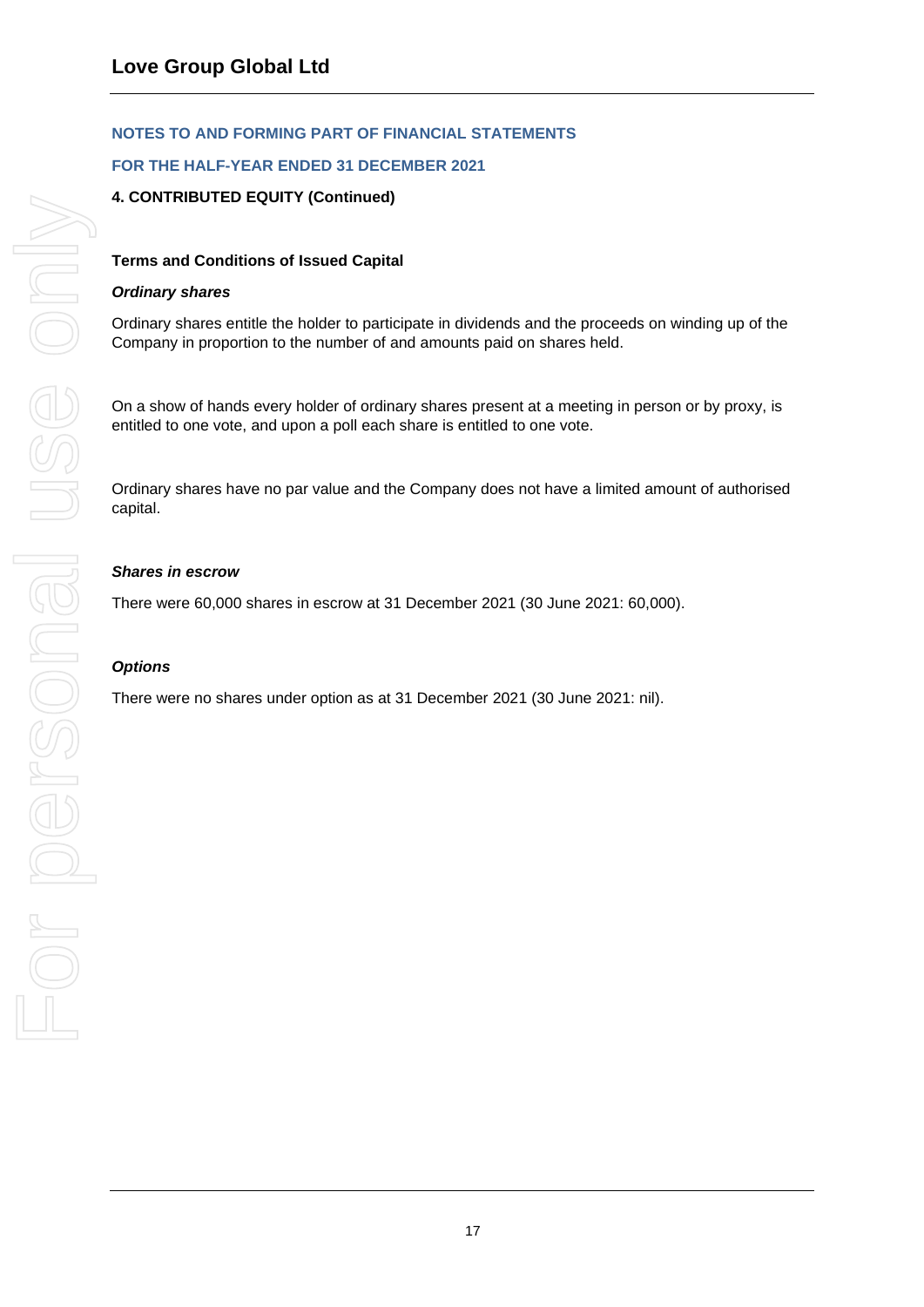**NOTES TO AND FORMING PART OF FINANCIAL STATEMENTS**

**FOR THE HALF-YEAR ENDED 31 DECEMBER 2021**

**4. CONTRIBUTED EQUITY (Continued)**

**Terms and Conditions of Issued Capital**

***Ordinary shares***

Ordinary shares entitle the holder to participate in dividends and the proceeds on winding up of the Company in proportion to the number of and amounts paid on shares held.

On a show of hands every holder of ordinary shares present at a meeting in person or by proxy, is entitled to one vote, and upon a poll each share is entitled to one vote.

Ordinary shares have no par value and the Company does not have a limited amount of authorised capital.

***Shares in escrow***

There were 60,000 shares in escrow at 31 December 2021 (30 June 2021: 60,000).

***Options***

There were no shares under option as at 31 December 2021 (30 June 2021: nil).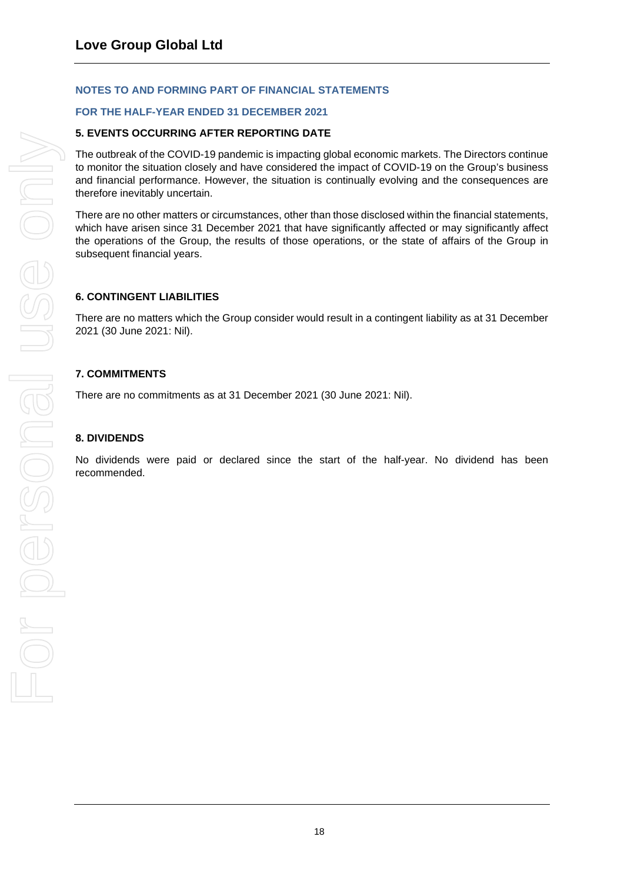## NOTES TO AND FORMING PART OF FINANCIAL STATEMENTS

## FOR THE HALF-YEAR ENDED 31 DECEMBER 2021

### 5. EVENTS OCCURRING AFTER REPORTING DATE

The outbreak of the COVID-19 pandemic is impacting global economic markets. The Directors continue to monitor the situation closely and have considered the impact of COVID-19 on the Group's business and financial performance. However, the situation is continually evolving and the consequences are therefore inevitably uncertain.

There are no other matters or circumstances, other than those disclosed within the financial statements, which have arisen since 31 December 2021 that have significantly affected or may significantly affect the operations of the Group, the results of those operations, or the state of affairs of the Group in subsequent financial years.

### 6. CONTINGENT LIABILITIES

There are no matters which the Group consider would result in a contingent liability as at 31 December 2021 (30 June 2021: Nil).

### 7. COMMITMENTS

There are no commitments as at 31 December 2021 (30 June 2021: Nil).

### 8. DIVIDENDS

No dividends were paid or declared since the start of the half-year. No dividend has been recommended.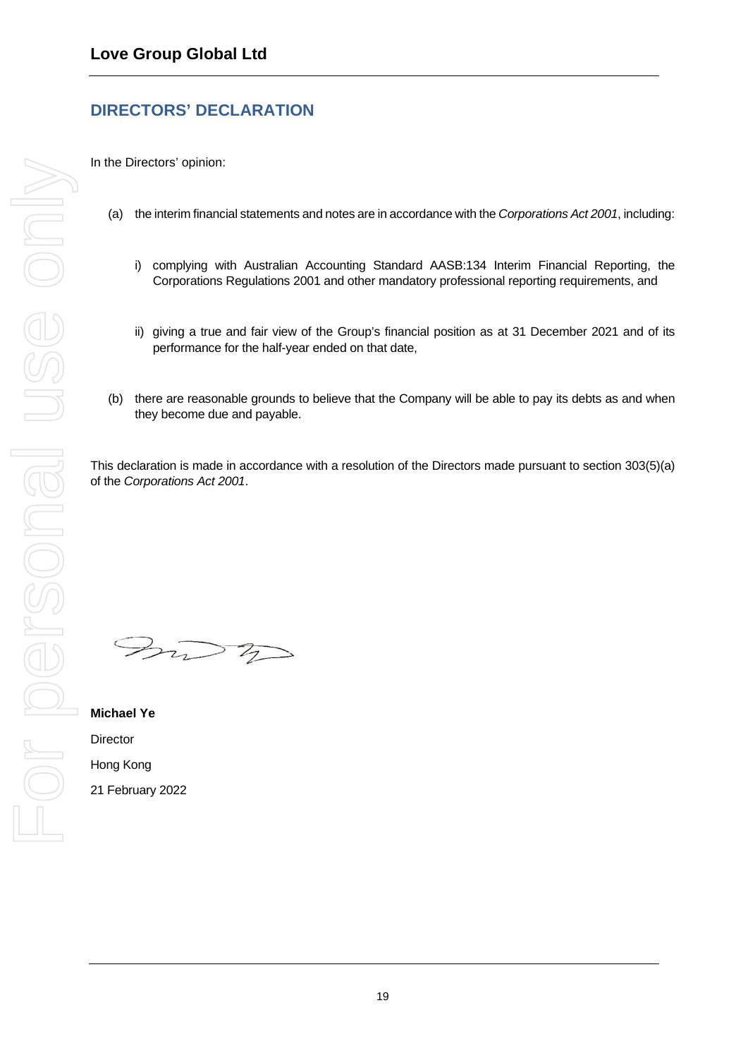# Love Group Global Ltd

## DIRECTORS' DECLARATION

In the Directors' opinion:

(a) the interim financial statements and notes are in accordance with the *Corporations Act 2001*, including:

   i) complying with Australian Accounting Standard AASB:134 Interim Financial Reporting, the Corporations Regulations 2001 and other mandatory professional reporting requirements, and

   ii) giving a true and fair view of the Group's financial position as at 31 December 2021 and of its performance for the half-year ended on that date,

(b) there are reasonable grounds to believe that the Company will be able to pay its debts as and when they become due and payable.

This declaration is made in accordance with a resolution of the Directors made pursuant to section 303(5)(a) of the *Corporations Act 2001*.

**Michael Ye**

Director

Hong Kong

21 February 2022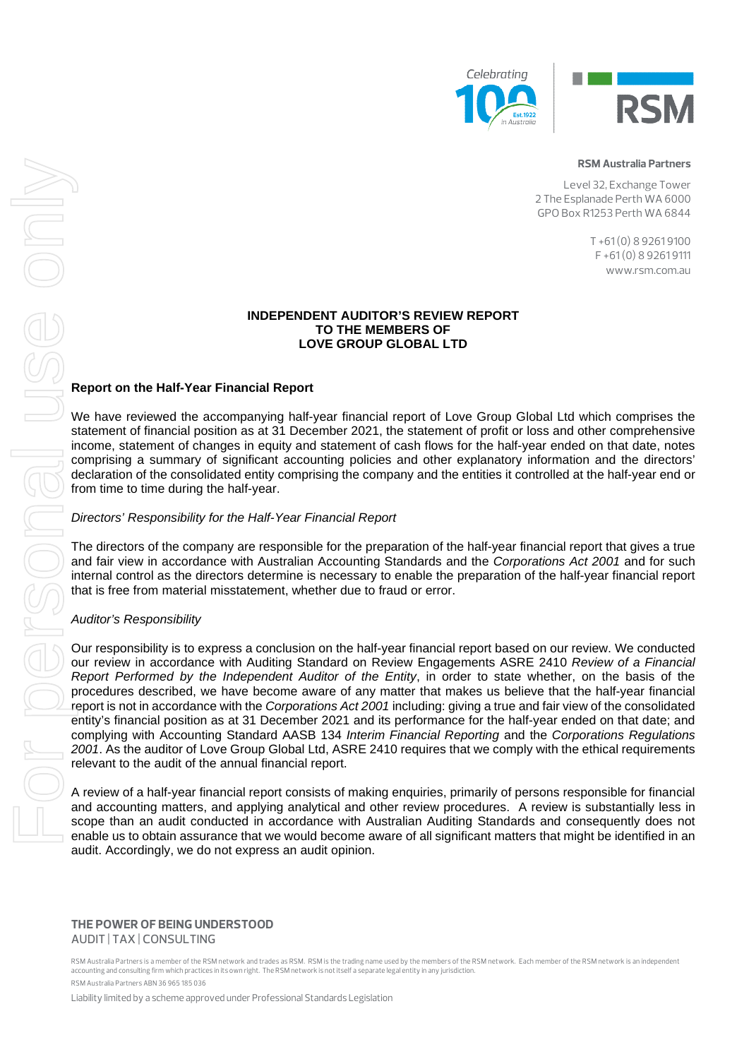**RSM Australia Partners**

Level 32, Exchange Tower
2 The Esplanade Perth WA 6000
GPO Box R1253 Perth WA 6844

T +61 (0) 8 9261 9100
F +61 (0) 8 9261 9111
www.rsm.com.au

# INDEPENDENT AUDITOR'S REVIEW REPORT
# TO THE MEMBERS OF
# LOVE GROUP GLOBAL LTD

## Report on the Half-Year Financial Report

We have reviewed the accompanying half-year financial report of Love Group Global Ltd which comprises the statement of financial position as at 31 December 2021, the statement of profit or loss and other comprehensive income, statement of changes in equity and statement of cash flows for the half-year ended on that date, notes comprising a summary of significant accounting policies and other explanatory information and the directors' declaration of the consolidated entity comprising the company and the entities it controlled at the half-year end or from time to time during the half-year.

*Directors' Responsibility for the Half-Year Financial Report*

The directors of the company are responsible for the preparation of the half-year financial report that gives a true and fair view in accordance with Australian Accounting Standards and the *Corporations Act 2001* and for such internal control as the directors determine is necessary to enable the preparation of the half-year financial report that is free from material misstatement, whether due to fraud or error.

*Auditor's Responsibility*

Our responsibility is to express a conclusion on the half-year financial report based on our review. We conducted our review in accordance with Auditing Standard on Review Engagements ASRE 2410 *Review of a Financial Report Performed by the Independent Auditor of the Entity*, in order to state whether, on the basis of the procedures described, we have become aware of any matter that makes us believe that the half-year financial report is not in accordance with the *Corporations Act 2001* including: giving a true and fair view of the consolidated entity's financial position as at 31 December 2021 and its performance for the half-year ended on that date; and complying with Accounting Standard AASB 134 *Interim Financial Reporting* and the *Corporations Regulations 2001*. As the auditor of Love Group Global Ltd, ASRE 2410 requires that we comply with the ethical requirements relevant to the audit of the annual financial report.

A review of a half-year financial report consists of making enquiries, primarily of persons responsible for financial and accounting matters, and applying analytical and other review procedures. A review is substantially less in scope than an audit conducted in accordance with Australian Auditing Standards and consequently does not enable us to obtain assurance that we would become aware of all significant matters that might be identified in an audit. Accordingly, we do not express an audit opinion.

**THE POWER OF BEING UNDERSTOOD**
AUDIT | TAX | CONSULTING

RSM Australia Partners is a member of the RSM network and trades as RSM. RSM is the trading name used by the members of the RSM network. Each member of the RSM network is an independent accounting and consulting firm which practices in its own right. The RSM network is not itself a separate legal entity in any jurisdiction.

RSM Australia Partners ABN 36 965 185 036

Liability limited by a scheme approved under Professional Standards Legislation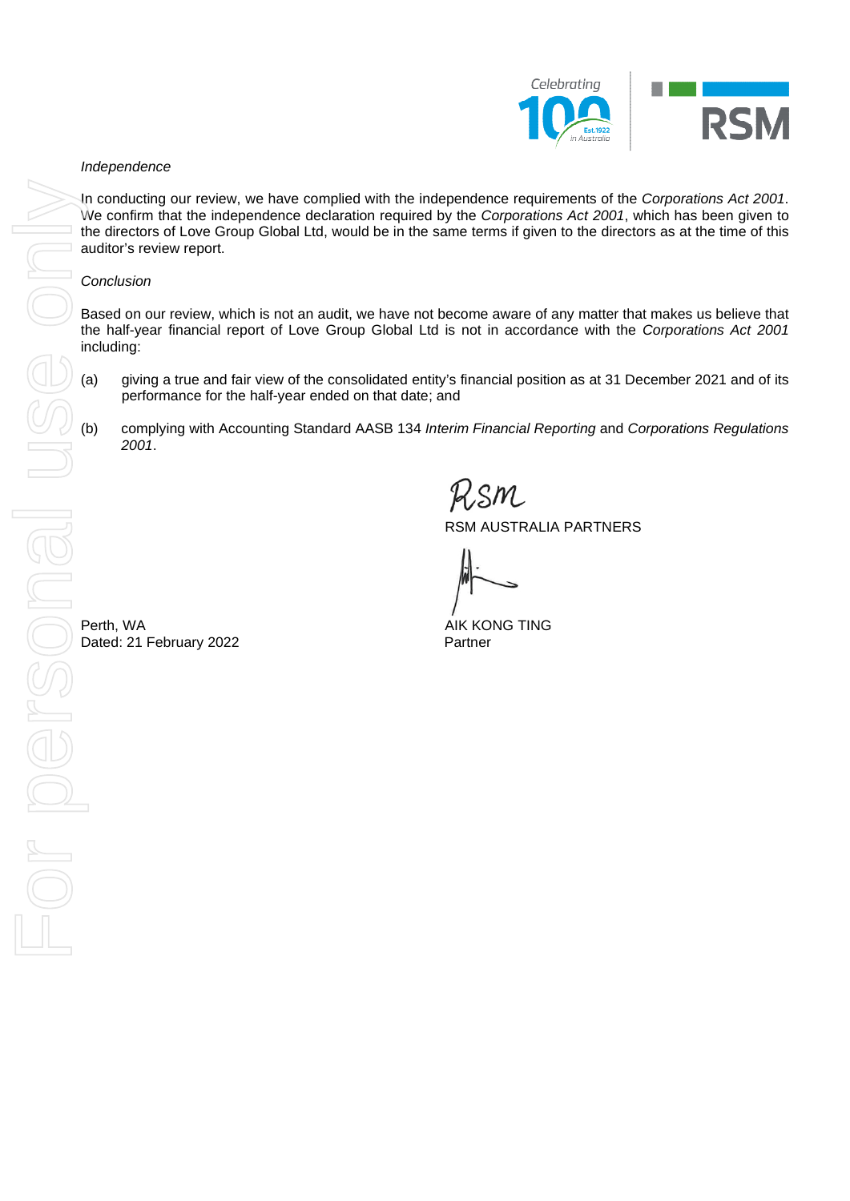*Independence*

In conducting our review, we have complied with the independence requirements of the *Corporations Act 2001*. We confirm that the independence declaration required by the *Corporations Act 2001*, which has been given to the directors of Love Group Global Ltd, would be in the same terms if given to the directors as at the time of this auditor's review report.

*Conclusion*

Based on our review, which is not an audit, we have not become aware of any matter that makes us believe that the half-year financial report of Love Group Global Ltd is not in accordance with the *Corporations Act 2001* including:

(a) giving a true and fair view of the consolidated entity's financial position as at 31 December 2021 and of its performance for the half-year ended on that date; and

(b) complying with Accounting Standard AASB 134 *Interim Financial Reporting* and *Corporations Regulations 2001*.

RSM AUSTRALIA PARTNERS

AIK KONG TING
Partner

Perth, WA
Dated: 21 February 2022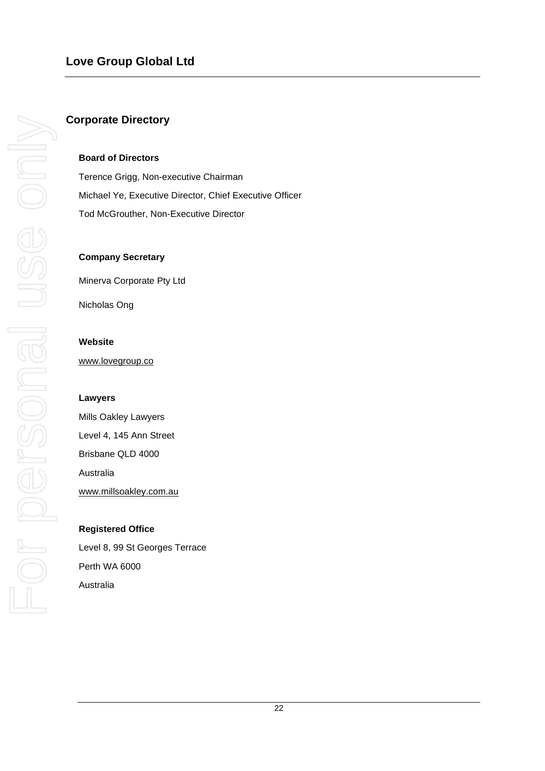## Corporate Directory

**Board of Directors**

Terence Grigg, Non-executive Chairman

Michael Ye, Executive Director, Chief Executive Officer

Tod McGrouther, Non-Executive Director

**Company Secretary**

Minerva Corporate Pty Ltd

Nicholas Ong

**Website**

www.lovegroup.co

**Lawyers**

Mills Oakley Lawyers

Level 4, 145 Ann Street

Brisbane QLD 4000

Australia

www.millsoakley.com.au

**Registered Office**

Level 8, 99 St Georges Terrace

Perth WA 6000

Australia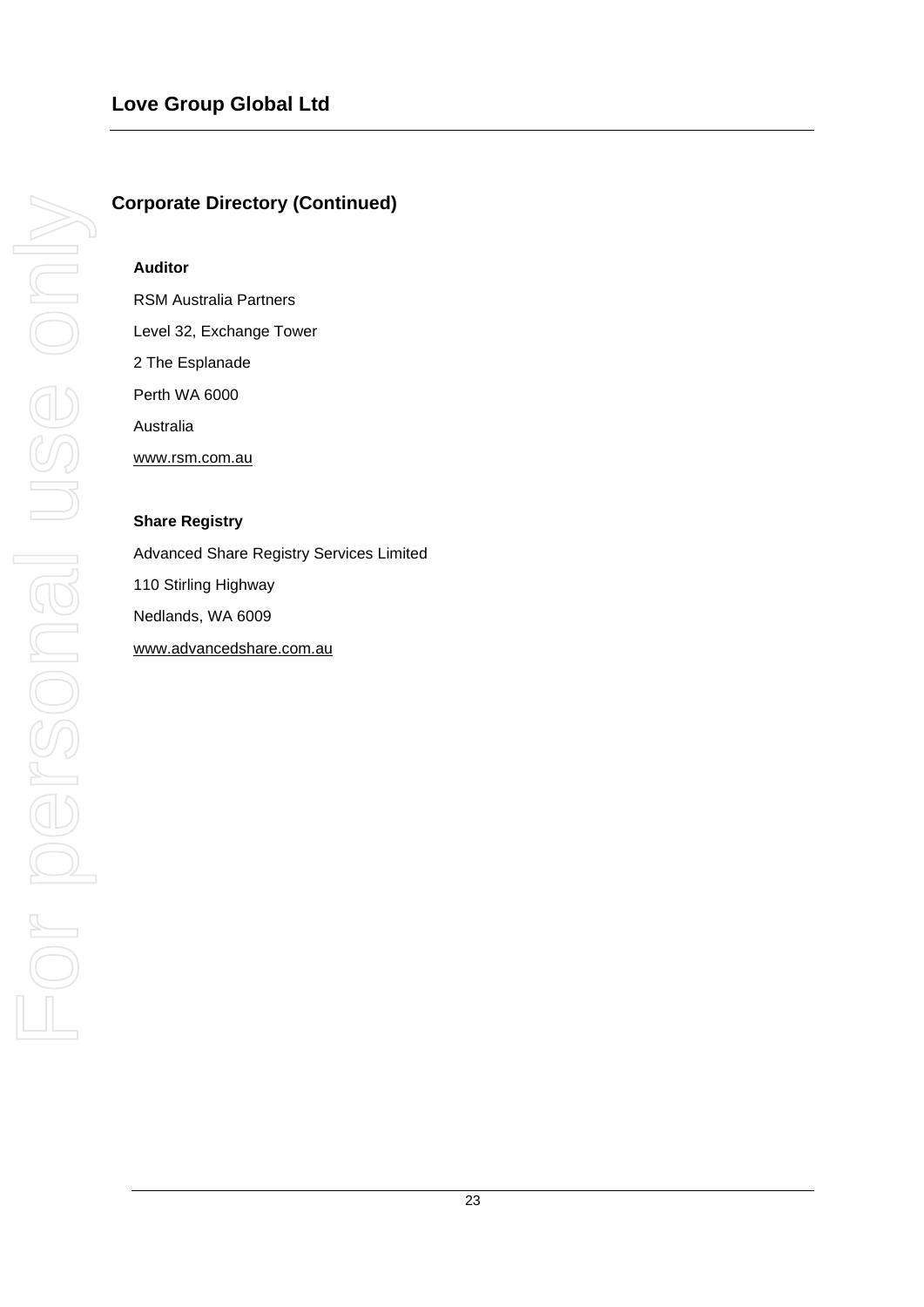## Corporate Directory (Continued)

**Auditor**

RSM Australia Partners

Level 32, Exchange Tower

2 The Esplanade

Perth WA 6000

Australia

www.rsm.com.au

**Share Registry**

Advanced Share Registry Services Limited

110 Stirling Highway

Nedlands, WA 6009

www.advancedshare.com.au